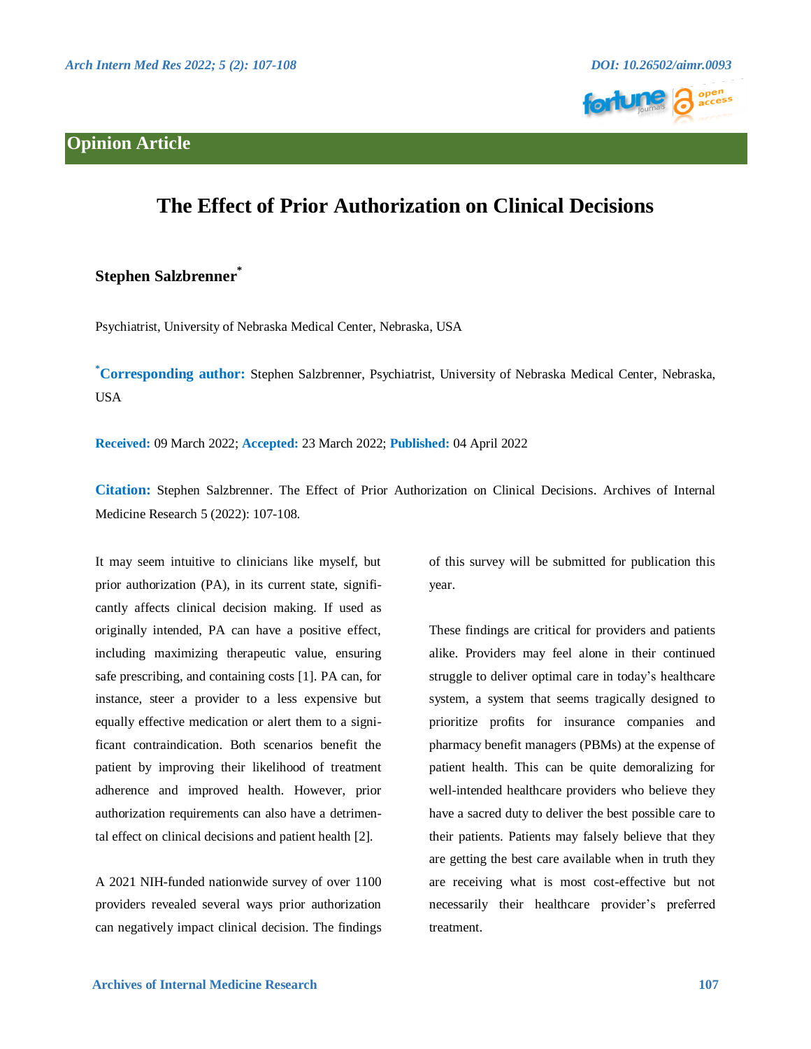Opinion Article

# The Effect of Prior Authorization on Clinical Decisions

**Stephen Salzbrenner***

Psychiatrist, University of Nebraska Medical Center, Nebraska, USA

***Corresponding author:** Stephen Salzbrenner, Psychiatrist, University of Nebraska Medical Center, Nebraska, USA

**Received:** 09 March 2022; **Accepted:** 23 March 2022; **Published:** 04 April 2022

**Citation:** Stephen Salzbrenner. The Effect of Prior Authorization on Clinical Decisions. Archives of Internal Medicine Research 5 (2022): 107-108.

It may seem intuitive to clinicians like myself, but prior authorization (PA), in its current state, significantly affects clinical decision making. If used as originally intended, PA can have a positive effect, including maximizing therapeutic value, ensuring safe prescribing, and containing costs [1]. PA can, for instance, steer a provider to a less expensive but equally effective medication or alert them to a significant contraindication. Both scenarios benefit the patient by improving their likelihood of treatment adherence and improved health. However, prior authorization requirements can also have a detrimental effect on clinical decisions and patient health [2].

A 2021 NIH-funded nationwide survey of over 1100 providers revealed several ways prior authorization can negatively impact clinical decision. The findings of this survey will be submitted for publication this year.

These findings are critical for providers and patients alike. Providers may feel alone in their continued struggle to deliver optimal care in today's healthcare system, a system that seems tragically designed to prioritize profits for insurance companies and pharmacy benefit managers (PBMs) at the expense of patient health. This can be quite demoralizing for well-intended healthcare providers who believe they have a sacred duty to deliver the best possible care to their patients. Patients may falsely believe that they are getting the best care available when in truth they are receiving what is most cost-effective but not necessarily their healthcare provider's preferred treatment.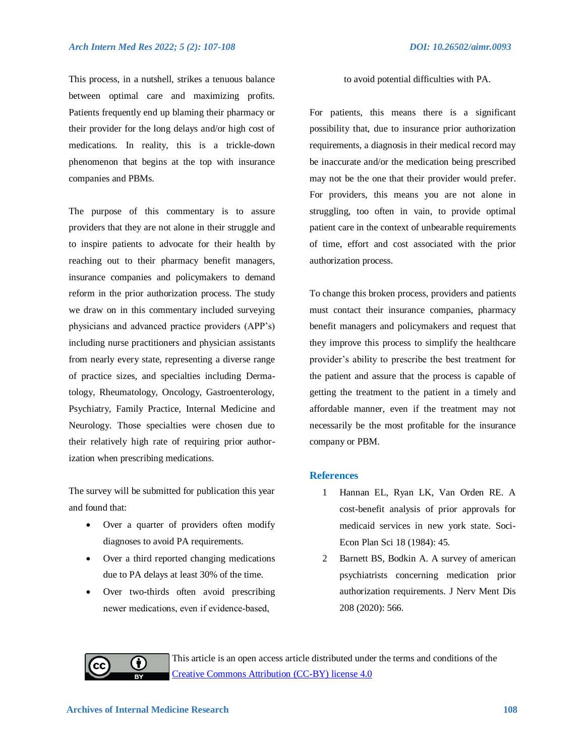This process, in a nutshell, strikes a tenuous balance between optimal care and maximizing profits. Patients frequently end up blaming their pharmacy or their provider for the long delays and/or high cost of medications. In reality, this is a trickle-down phenomenon that begins at the top with insurance companies and PBMs.

The purpose of this commentary is to assure providers that they are not alone in their struggle and to inspire patients to advocate for their health by reaching out to their pharmacy benefit managers, insurance companies and policymakers to demand reform in the prior authorization process. The study we draw on in this commentary included surveying physicians and advanced practice providers (APP's) including nurse practitioners and physician assistants from nearly every state, representing a diverse range of practice sizes, and specialties including Dermatology, Rheumatology, Oncology, Gastroenterology, Psychiatry, Family Practice, Internal Medicine and Neurology. Those specialties were chosen due to their relatively high rate of requiring prior authorization when prescribing medications.

The survey will be submitted for publication this year and found that:

- Over a quarter of providers often modify diagnoses to avoid PA requirements.
- Over a third reported changing medications due to PA delays at least 30% of the time.
- Over two-thirds often avoid prescribing newer medications, even if evidence-based, to avoid potential difficulties with PA.

For patients, this means there is a significant possibility that, due to insurance prior authorization requirements, a diagnosis in their medical record may be inaccurate and/or the medication being prescribed may not be the one that their provider would prefer. For providers, this means you are not alone in struggling, too often in vain, to provide optimal patient care in the context of unbearable requirements of time, effort and cost associated with the prior authorization process.

To change this broken process, providers and patients must contact their insurance companies, pharmacy benefit managers and policymakers and request that they improve this process to simplify the healthcare provider's ability to prescribe the best treatment for the patient and assure that the process is capable of getting the treatment to the patient in a timely and affordable manner, even if the treatment may not necessarily be the most profitable for the insurance company or PBM.

## References

1. Hannan EL, Ryan LK, Van Orden RE. A cost-benefit analysis of prior approvals for medicaid services in new york state. Soci-Econ Plan Sci 18 (1984): 45.
2. Barnett BS, Bodkin A. A survey of american psychiatrists concerning medication prior authorization requirements. J Nerv Ment Dis 208 (2020): 566.

This article is an open access article distributed under the terms and conditions of the Creative Commons Attribution (CC-BY) license 4.0